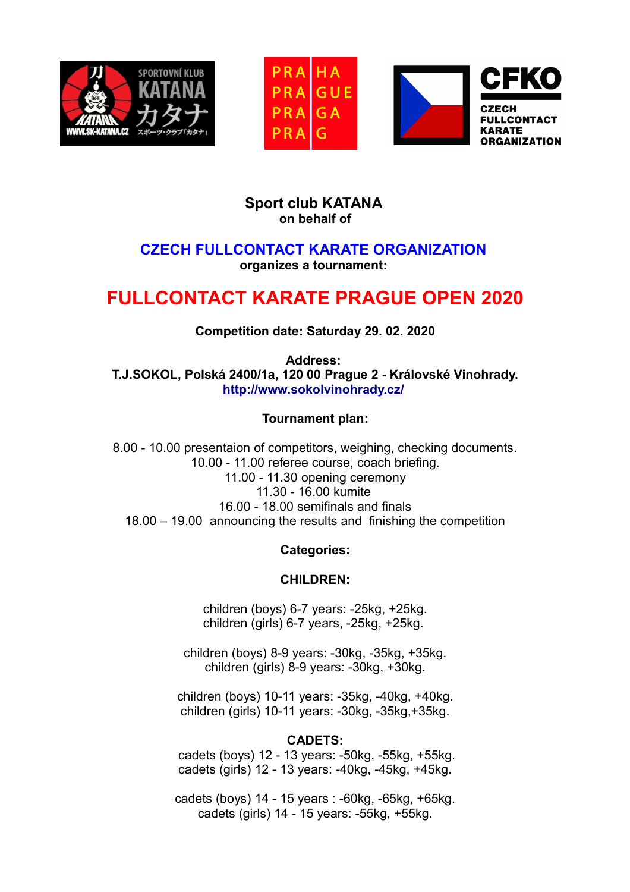**Sport club KATANA**
**on behalf of**

## CZECH FULLCONTACT KARATE ORGANIZATION

**organizes a tournament:**

# FULLCONTACT KARATE PRAGUE OPEN 2020

**Competition date: Saturday 29. 02. 2020**

**Address:**
**T.J.SOKOL, Polská 2400/1a, 120 00 Prague 2 - Královské Vinohrady.**
**http://www.sokolvinohrady.cz/**

**Tournament plan:**

8.00 - 10.00 presentaion of competitors, weighing, checking documents.
10.00 - 11.00 referee course, coach briefing.
11.00 - 11.30 opening ceremony
11.30 - 16.00 kumite
16.00 - 18.00 semifinals and finals
18.00 – 19.00 announcing the results and finishing the competition

**Categories:**

**CHILDREN:**

children (boys) 6-7 years: -25kg, +25kg.
children (girls) 6-7 years, -25kg, +25kg.

children (boys) 8-9 years: -30kg, -35kg, +35kg.
children (girls) 8-9 years: -30kg, +30kg.

children (boys) 10-11 years: -35kg, -40kg, +40kg.
children (girls) 10-11 years: -30kg, -35kg,+35kg.

**CADETS:**
cadets (boys) 12 - 13 years: -50kg, -55kg, +55kg.
cadets (girls) 12 - 13 years: -40kg, -45kg, +45kg.

cadets (boys) 14 - 15 years : -60kg, -65kg, +65kg.
cadets (girls) 14 - 15 years: -55kg, +55kg.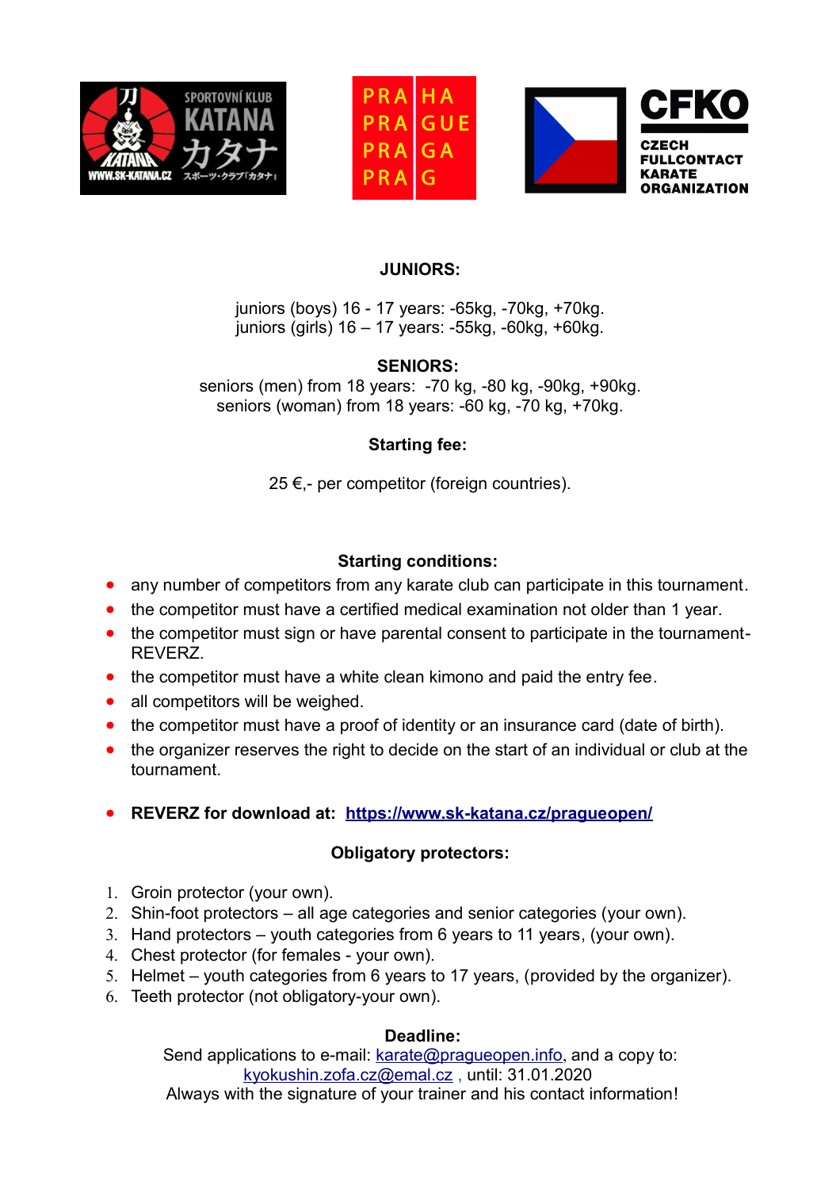**JUNIORS:**

juniors (boys) 16 - 17 years: -65kg, -70kg, +70kg.
juniors (girls) 16 – 17 years: -55kg, -60kg, +60kg.

**SENIORS:**

seniors (men) from 18 years: -70 kg, -80 kg, -90kg, +90kg.
seniors (woman) from 18 years: -60 kg, -70 kg, +70kg.

**Starting fee:**

25 €,- per competitor (foreign countries).

**Starting conditions:**

- any number of competitors from any karate club can participate in this tournament.
- the competitor must have a certified medical examination not older than 1 year.
- the competitor must sign or have parental consent to participate in the tournament- REVERZ.
- the competitor must have a white clean kimono and paid the entry fee.
- all competitors will be weighed.
- the competitor must have a proof of identity or an insurance card (date of birth).
- the organizer reserves the right to decide on the start of an individual or club at the tournament.

- **REVERZ for download at: [https://www.sk-katana.cz/pragueopen/](https://www.sk-katana.cz/pragueopen/)**

**Obligatory protectors:**

1. Groin protector (your own).
2. Shin-foot protectors – all age categories and senior categories (your own).
3. Hand protectors – youth categories from 6 years to 11 years, (your own).
4. Chest protector (for females - your own).
5. Helmet – youth categories from 6 years to 17 years, (provided by the organizer).
6. Teeth protector (not obligatory-your own).

**Deadline:**

Send applications to e-mail: karate@pragueopen.info, and a copy to: kyokushin.zofa.cz@emal.cz , until: 31.01.2020
Always with the signature of your trainer and his contact information!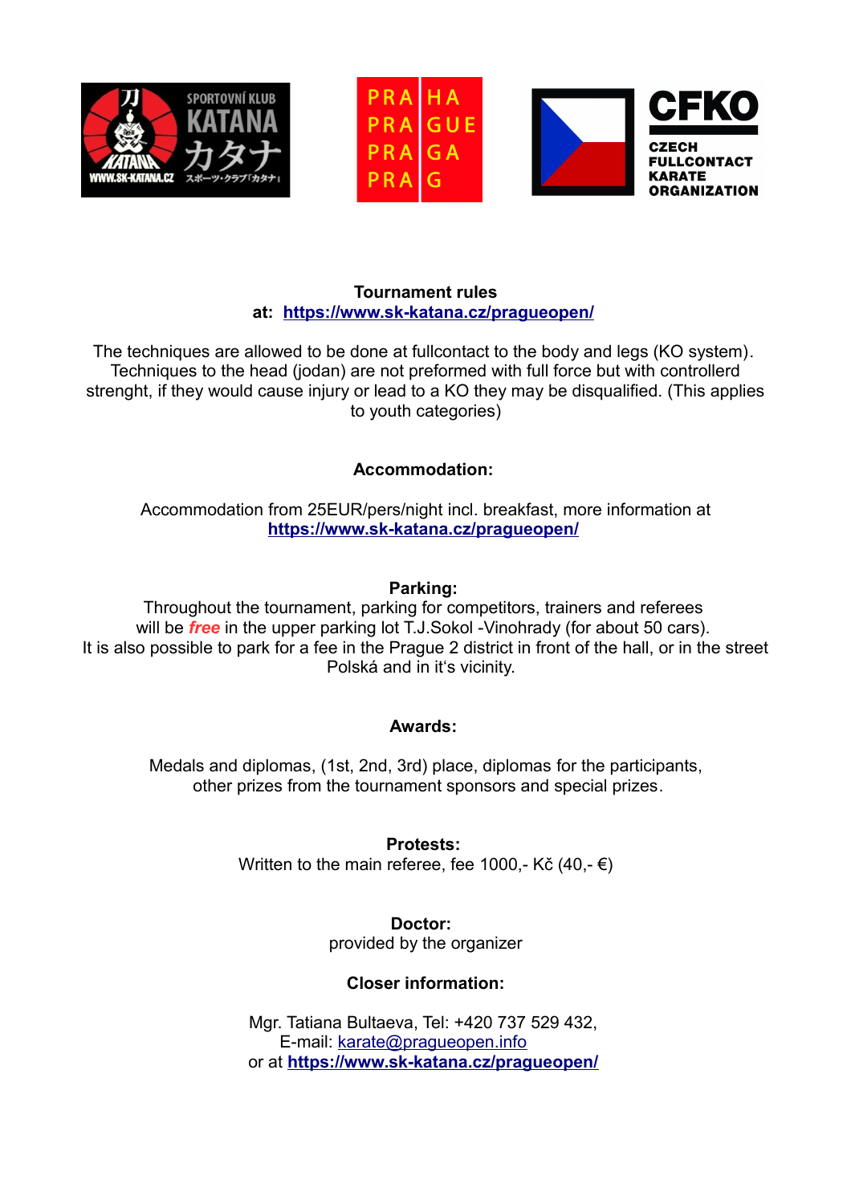**Tournament rules**
**at: https://www.sk-katana.cz/pragueopen/**

The techniques are allowed to be done at fullcontact to the body and legs (KO system). Techniques to the head (jodan) are not preformed with full force but with controllerd strenght, if they would cause injury or lead to a KO they may be disqualified. (This applies to youth categories)

**Accommodation:**

Accommodation from 25EUR/pers/night incl. breakfast, more information at **https://www.sk-katana.cz/pragueopen/**

**Parking:**
Throughout the tournament, parking for competitors, trainers and referees will be ***free*** in the upper parking lot T.J.Sokol -Vinohrady (for about 50 cars).
It is also possible to park for a fee in the Prague 2 district in front of the hall, or in the street Polská and in it's vicinity.

**Awards:**

Medals and diplomas, (1st, 2nd, 3rd) place, diplomas for the participants, other prizes from the tournament sponsors and special prizes.

**Protests:**
Written to the main referee, fee 1000,- Kč (40,- €)

**Doctor:**
provided by the organizer

**Closer information:**

Mgr. Tatiana Bultaeva, Tel: +420 737 529 432,
E-mail: karate@pragueopen.info
or at **https://www.sk-katana.cz/pragueopen/**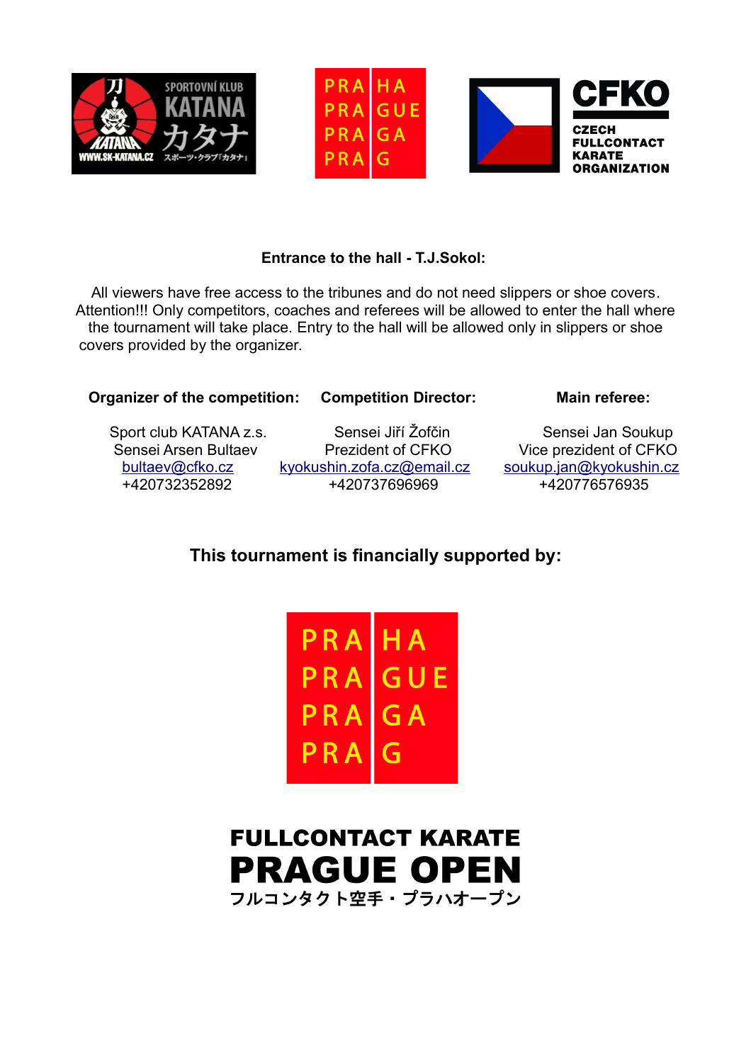SPORTOVNÍ KLUB KATANA カタナ WWW.SK-KATANA.CZ スポーツ・クラブ「カタナ」

PRA HA PRA GUE PRA GA PRA G

CFKO CZECH FULLCONTACT KARATE ORGANIZATION

**Entrance to the hall - T.J.Sokol:**

All viewers have free access to the tribunes and do not need slippers or shoe covers. Attention!!! Only competitors, coaches and referees will be allowed to enter the hall where the tournament will take place. Entry to the hall will be allowed only in slippers or shoe covers provided by the organizer.

| Organizer of the competition: | Competition Director: | Main referee: |
|---|---|---|
| Sport club KATANA z.s. | Sensei Jiří Žofčin | Sensei Jan Soukup |
| Sensei Arsen Bultaev | Prezident of CFKO | Vice prezident of CFKO |
| bultaev@cfko.cz | kyokushin.zofa.cz@email.cz | soukup.jan@kyokushin.cz |
| +420732352892 | +420737696969 | +420776576935 |

**This tournament is financially supported by:**

PRA HA PRA GUE PRA GA PRA G

**FULLCONTACT KARATE**
**PRAGUE OPEN**
フルコンタクト空手・プラハオープン